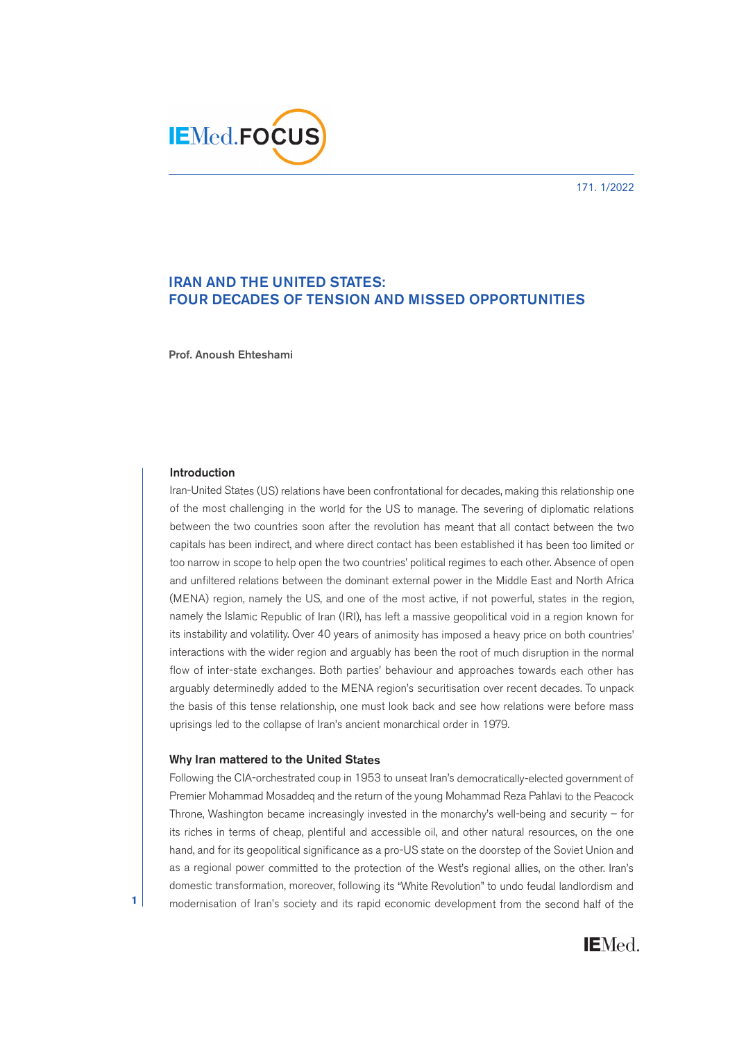# IRAN AND THE UNITED STATES: FOUR DECADES OF TENSION AND MISSED OPPORTUNITIES

**Prof. Anoush Ehteshami**

## Introduction

Iran-United States (US) relations have been confrontational for decades, making this relationship one of the most challenging in the world for the US to manage. The severing of diplomatic relations between the two countries soon after the revolution has meant that all contact between the two capitals has been indirect, and where direct contact has been established it has been too limited or too narrow in scope to help open the two countries' political regimes to each other. Absence of open and unfiltered relations between the dominant external power in the Middle East and North Africa (MENA) region, namely the US, and one of the most active, if not powerful, states in the region, namely the Islamic Republic of Iran (IRI), has left a massive geopolitical void in a region known for its instability and volatility. Over 40 years of animosity has imposed a heavy price on both countries' interactions with the wider region and arguably has been the root of much disruption in the normal flow of inter-state exchanges. Both parties' behaviour and approaches towards each other has arguably determinedly added to the MENA region's securitisation over recent decades. To unpack the basis of this tense relationship, one must look back and see how relations were before mass uprisings led to the collapse of Iran's ancient monarchical order in 1979.

## Why Iran mattered to the United States

Following the CIA-orchestrated coup in 1953 to unseat Iran's democratically-elected government of Premier Mohammad Mosaddeq and the return of the young Mohammad Reza Pahlavi to the Peacock Throne, Washington became increasingly invested in the monarchy's well-being and security – for its riches in terms of cheap, plentiful and accessible oil, and other natural resources, on the one hand, and for its geopolitical significance as a pro-US state on the doorstep of the Soviet Union and as a regional power committed to the protection of the West's regional allies, on the other. Iran's domestic transformation, moreover, following its "White Revolution" to undo feudal landlordism and modernisation of Iran's society and its rapid economic development from the second half of the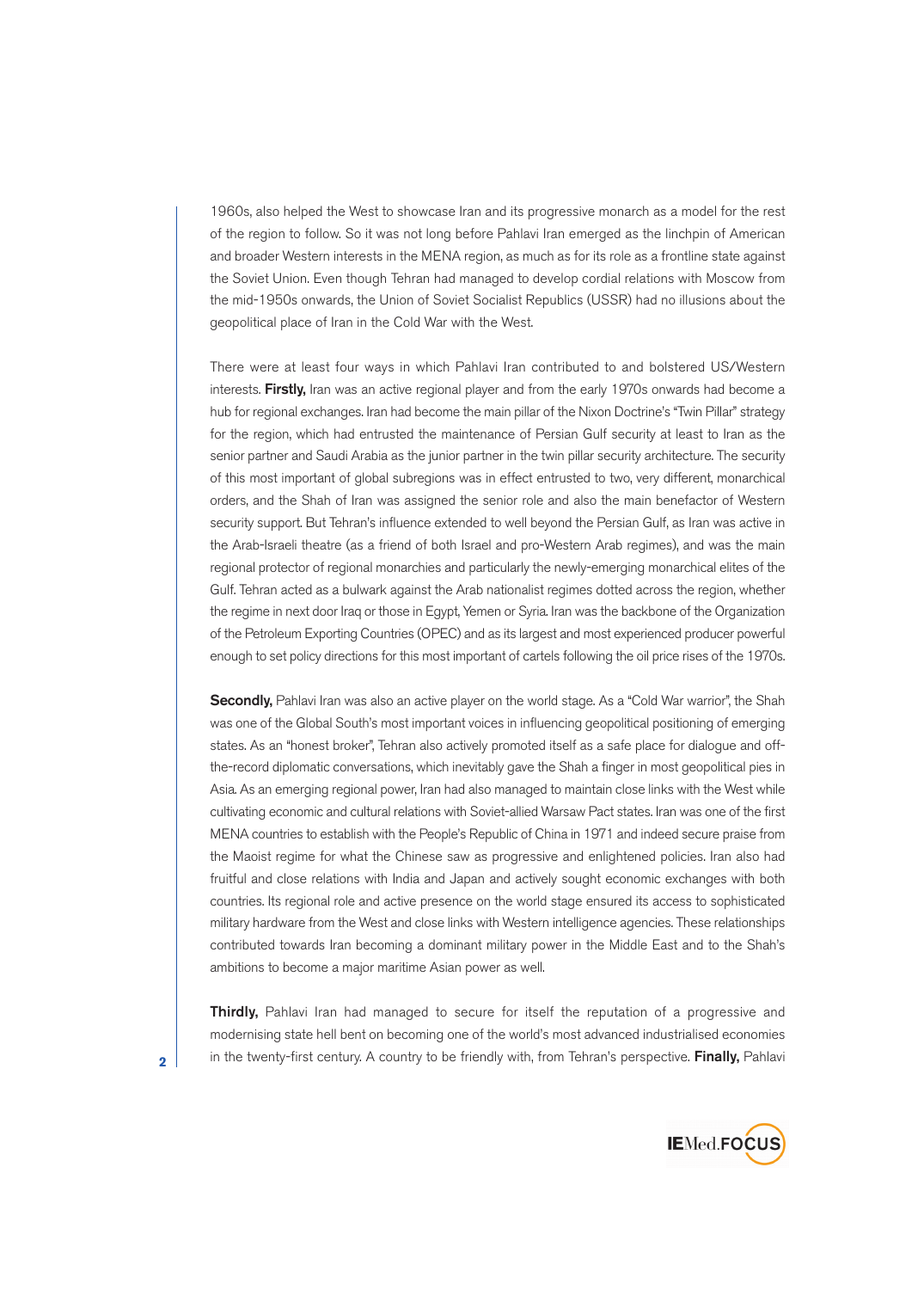1960s, also helped the West to showcase Iran and its progressive monarch as a model for the rest of the region to follow. So it was not long before Pahlavi Iran emerged as the linchpin of American and broader Western interests in the MENA region, as much as for its role as a frontline state against the Soviet Union. Even though Tehran had managed to develop cordial relations with Moscow from the mid-1950s onwards, the Union of Soviet Socialist Republics (USSR) had no illusions about the geopolitical place of Iran in the Cold War with the West.

There were at least four ways in which Pahlavi Iran contributed to and bolstered US/Western interests. **Firstly,** Iran was an active regional player and from the early 1970s onwards had become a hub for regional exchanges. Iran had become the main pillar of the Nixon Doctrine's "Twin Pillar" strategy for the region, which had entrusted the maintenance of Persian Gulf security at least to Iran as the senior partner and Saudi Arabia as the junior partner in the twin pillar security architecture. The security of this most important of global subregions was in effect entrusted to two, very different, monarchical orders, and the Shah of Iran was assigned the senior role and also the main benefactor of Western security support. But Tehran's influence extended to well beyond the Persian Gulf, as Iran was active in the Arab-Israeli theatre (as a friend of both Israel and pro-Western Arab regimes), and was the main regional protector of regional monarchies and particularly the newly-emerging monarchical elites of the Gulf. Tehran acted as a bulwark against the Arab nationalist regimes dotted across the region, whether the regime in next door Iraq or those in Egypt, Yemen or Syria. Iran was the backbone of the Organization of the Petroleum Exporting Countries (OPEC) and as its largest and most experienced producer powerful enough to set policy directions for this most important of cartels following the oil price rises of the 1970s.

**Secondly,** Pahlavi Iran was also an active player on the world stage. As a "Cold War warrior", the Shah was one of the Global South's most important voices in influencing geopolitical positioning of emerging states. As an "honest broker", Tehran also actively promoted itself as a safe place for dialogue and off-the-record diplomatic conversations, which inevitably gave the Shah a finger in most geopolitical pies in Asia. As an emerging regional power, Iran had also managed to maintain close links with the West while cultivating economic and cultural relations with Soviet-allied Warsaw Pact states. Iran was one of the first MENA countries to establish with the People's Republic of China in 1971 and indeed secure praise from the Maoist regime for what the Chinese saw as progressive and enlightened policies. Iran also had fruitful and close relations with India and Japan and actively sought economic exchanges with both countries. Its regional role and active presence on the world stage ensured its access to sophisticated military hardware from the West and close links with Western intelligence agencies. These relationships contributed towards Iran becoming a dominant military power in the Middle East and to the Shah's ambitions to become a major maritime Asian power as well.

**Thirdly,** Pahlavi Iran had managed to secure for itself the reputation of a progressive and modernising state hell bent on becoming one of the world's most advanced industrialised economies in the twenty-first century. A country to be friendly with, from Tehran's perspective. **Finally,** Pahlavi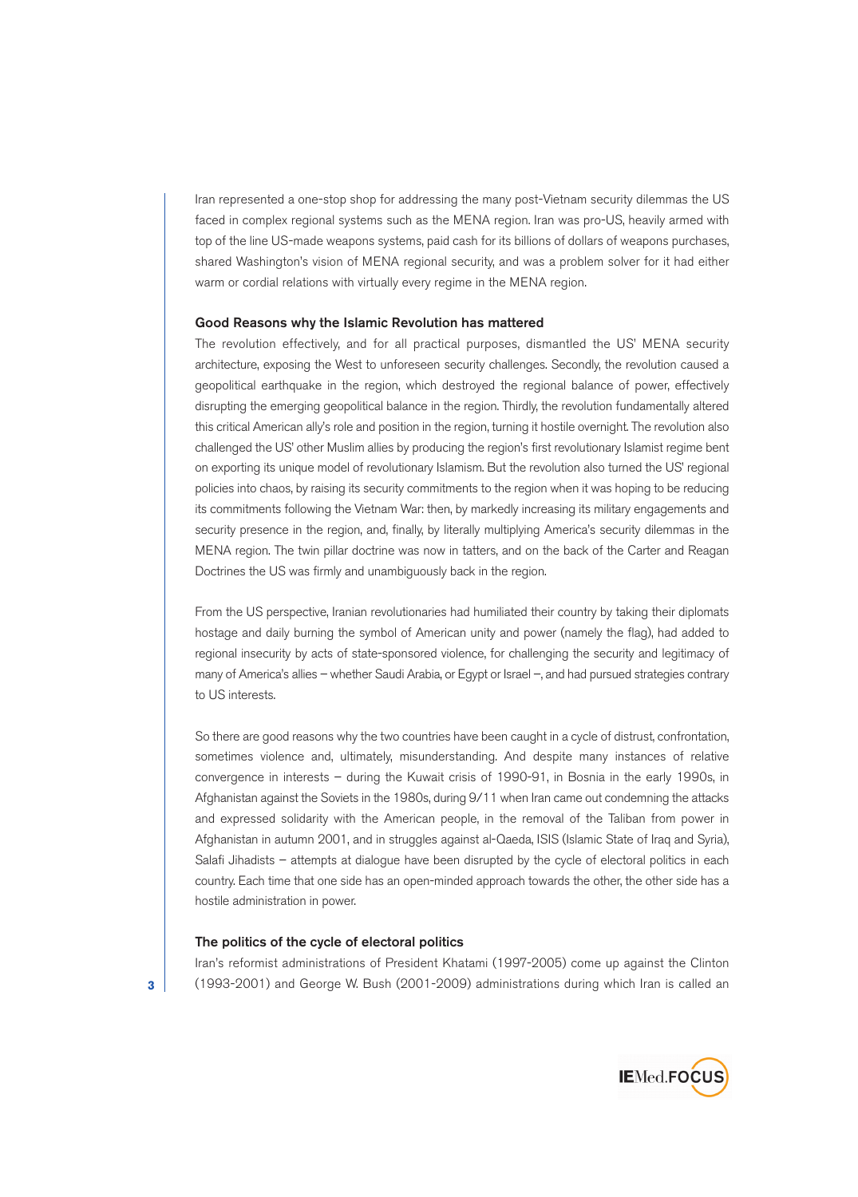Iran represented a one-stop shop for addressing the many post-Vietnam security dilemmas the US faced in complex regional systems such as the MENA region. Iran was pro-US, heavily armed with top of the line US-made weapons systems, paid cash for its billions of dollars of weapons purchases, shared Washington's vision of MENA regional security, and was a problem solver for it had either warm or cordial relations with virtually every regime in the MENA region.

### Good Reasons why the Islamic Revolution has mattered

The revolution effectively, and for all practical purposes, dismantled the US' MENA security architecture, exposing the West to unforeseen security challenges. Secondly, the revolution caused a geopolitical earthquake in the region, which destroyed the regional balance of power, effectively disrupting the emerging geopolitical balance in the region. Thirdly, the revolution fundamentally altered this critical American ally's role and position in the region, turning it hostile overnight. The revolution also challenged the US' other Muslim allies by producing the region's first revolutionary Islamist regime bent on exporting its unique model of revolutionary Islamism. But the revolution also turned the US' regional policies into chaos, by raising its security commitments to the region when it was hoping to be reducing its commitments following the Vietnam War: then, by markedly increasing its military engagements and security presence in the region, and, finally, by literally multiplying America's security dilemmas in the MENA region. The twin pillar doctrine was now in tatters, and on the back of the Carter and Reagan Doctrines the US was firmly and unambiguously back in the region.

From the US perspective, Iranian revolutionaries had humiliated their country by taking their diplomats hostage and daily burning the symbol of American unity and power (namely the flag), had added to regional insecurity by acts of state-sponsored violence, for challenging the security and legitimacy of many of America's allies – whether Saudi Arabia, or Egypt or Israel –, and had pursued strategies contrary to US interests.

So there are good reasons why the two countries have been caught in a cycle of distrust, confrontation, sometimes violence and, ultimately, misunderstanding. And despite many instances of relative convergence in interests – during the Kuwait crisis of 1990-91, in Bosnia in the early 1990s, in Afghanistan against the Soviets in the 1980s, during 9/11 when Iran came out condemning the attacks and expressed solidarity with the American people, in the removal of the Taliban from power in Afghanistan in autumn 2001, and in struggles against al-Qaeda, ISIS (Islamic State of Iraq and Syria), Salafi Jihadists – attempts at dialogue have been disrupted by the cycle of electoral politics in each country. Each time that one side has an open-minded approach towards the other, the other side has a hostile administration in power.

### The politics of the cycle of electoral politics

Iran's reformist administrations of President Khatami (1997-2005) come up against the Clinton (1993-2001) and George W. Bush (2001-2009) administrations during which Iran is called an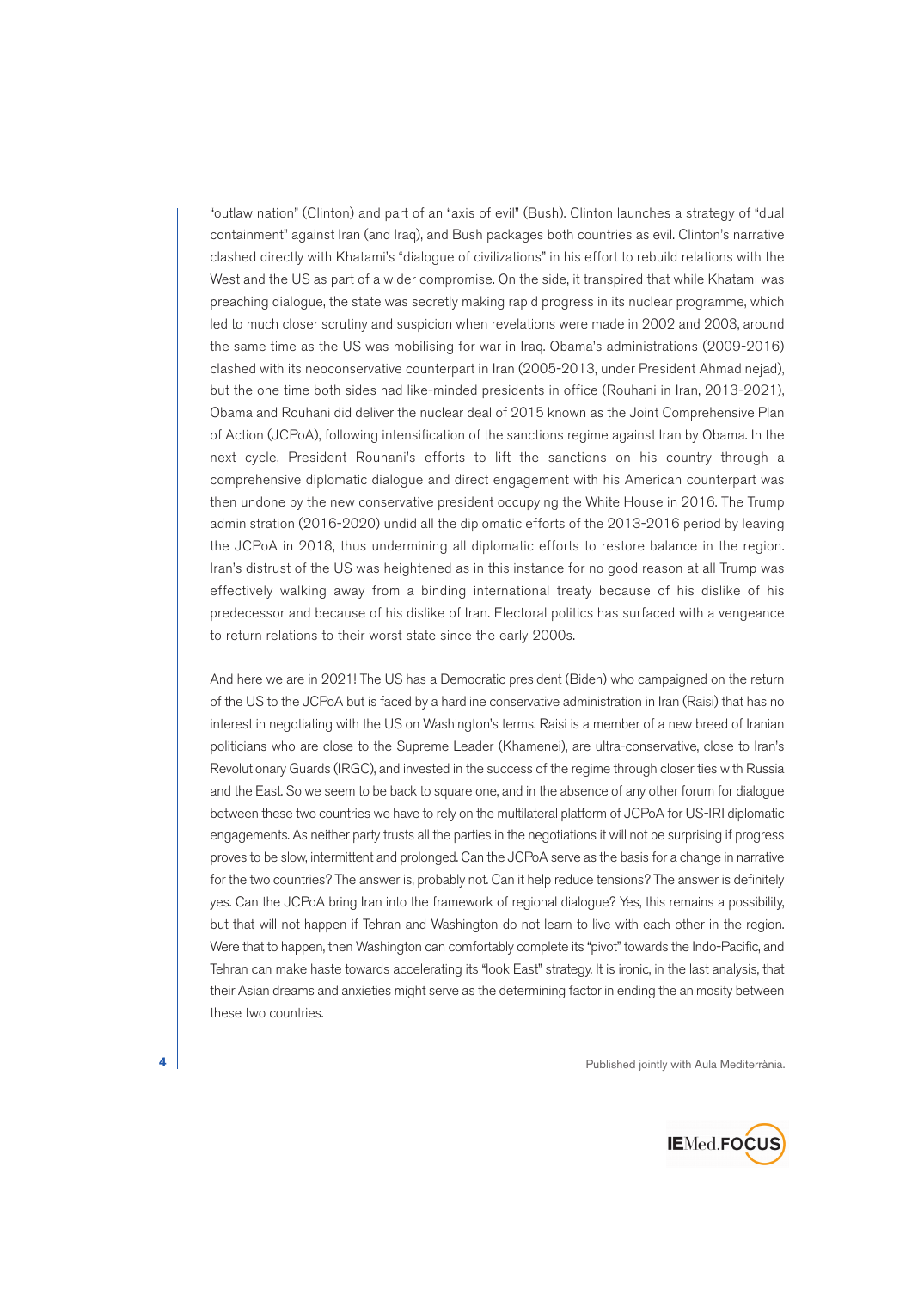"outlaw nation" (Clinton) and part of an "axis of evil" (Bush). Clinton launches a strategy of "dual containment" against Iran (and Iraq), and Bush packages both countries as evil. Clinton's narrative clashed directly with Khatami's "dialogue of civilizations" in his effort to rebuild relations with the West and the US as part of a wider compromise. On the side, it transpired that while Khatami was preaching dialogue, the state was secretly making rapid progress in its nuclear programme, which led to much closer scrutiny and suspicion when revelations were made in 2002 and 2003, around the same time as the US was mobilising for war in Iraq. Obama's administrations (2009-2016) clashed with its neoconservative counterpart in Iran (2005-2013, under President Ahmadinejad), but the one time both sides had like-minded presidents in office (Rouhani in Iran, 2013-2021), Obama and Rouhani did deliver the nuclear deal of 2015 known as the Joint Comprehensive Plan of Action (JCPoA), following intensification of the sanctions regime against Iran by Obama. In the next cycle, President Rouhani's efforts to lift the sanctions on his country through a comprehensive diplomatic dialogue and direct engagement with his American counterpart was then undone by the new conservative president occupying the White House in 2016. The Trump administration (2016-2020) undid all the diplomatic efforts of the 2013-2016 period by leaving the JCPoA in 2018, thus undermining all diplomatic efforts to restore balance in the region. Iran's distrust of the US was heightened as in this instance for no good reason at all Trump was effectively walking away from a binding international treaty because of his dislike of his predecessor and because of his dislike of Iran. Electoral politics has surfaced with a vengeance to return relations to their worst state since the early 2000s.

And here we are in 2021! The US has a Democratic president (Biden) who campaigned on the return of the US to the JCPoA but is faced by a hardline conservative administration in Iran (Raisi) that has no interest in negotiating with the US on Washington's terms. Raisi is a member of a new breed of Iranian politicians who are close to the Supreme Leader (Khamenei), are ultra-conservative, close to Iran's Revolutionary Guards (IRGC), and invested in the success of the regime through closer ties with Russia and the East. So we seem to be back to square one, and in the absence of any other forum for dialogue between these two countries we have to rely on the multilateral platform of JCPoA for US-IRI diplomatic engagements. As neither party trusts all the parties in the negotiations it will not be surprising if progress proves to be slow, intermittent and prolonged. Can the JCPoA serve as the basis for a change in narrative for the two countries? The answer is, probably not. Can it help reduce tensions? The answer is definitely yes. Can the JCPoA bring Iran into the framework of regional dialogue? Yes, this remains a possibility, but that will not happen if Tehran and Washington do not learn to live with each other in the region. Were that to happen, then Washington can comfortably complete its "pivot" towards the Indo-Pacific, and Tehran can make haste towards accelerating its "look East" strategy. It is ironic, in the last analysis, that their Asian dreams and anxieties might serve as the determining factor in ending the animosity between these two countries.

Published jointly with Aula Mediterrània.